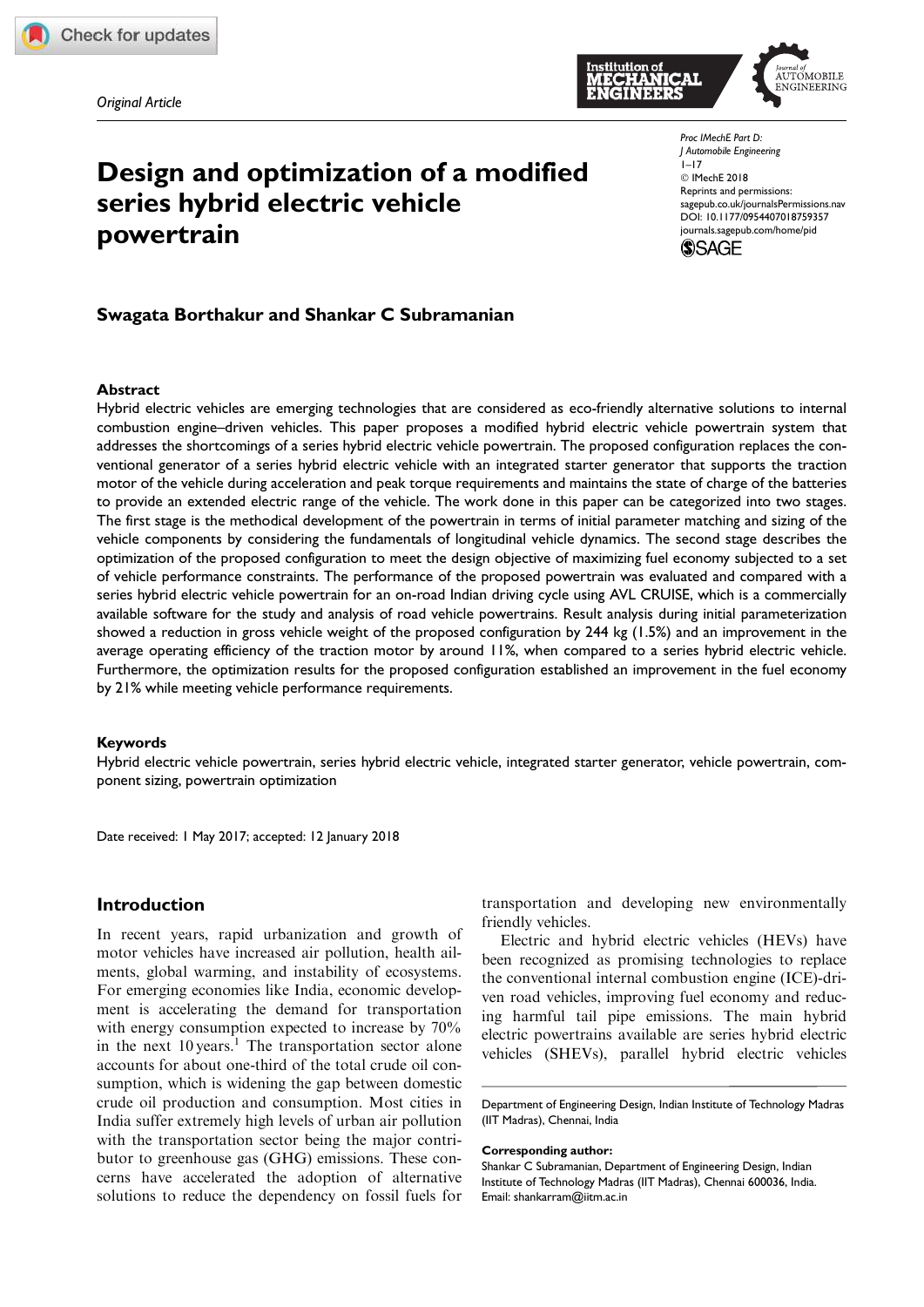*Original Article*

# Design and optimization of a modified series hybrid electric vehicle powertrain

Proc IMechE Part D:
J Automobile Engineering
1–17
© IMechE 2018
Reprints and permissions:
sagepub.co.uk/journalsPermissions.nav
DOI: 10.1177/0954407018759357
journals.sagepub.com/home/pid

**Swagata Borthakur and Shankar C Subramanian**

### Abstract

Hybrid electric vehicles are emerging technologies that are considered as eco-friendly alternative solutions to internal combustion engine–driven vehicles. This paper proposes a modified hybrid electric vehicle powertrain system that addresses the shortcomings of a series hybrid electric vehicle powertrain. The proposed configuration replaces the conventional generator of a series hybrid electric vehicle with an integrated starter generator that supports the traction motor of the vehicle during acceleration and peak torque requirements and maintains the state of charge of the batteries to provide an extended electric range of the vehicle. The work done in this paper can be categorized into two stages. The first stage is the methodical development of the powertrain in terms of initial parameter matching and sizing of the vehicle components by considering the fundamentals of longitudinal vehicle dynamics. The second stage describes the optimization of the proposed configuration to meet the design objective of maximizing fuel economy subjected to a set of vehicle performance constraints. The performance of the proposed powertrain was evaluated and compared with a series hybrid electric vehicle powertrain for an on-road Indian driving cycle using AVL CRUISE, which is a commercially available software for the study and analysis of road vehicle powertrains. Result analysis during initial parameterization showed a reduction in gross vehicle weight of the proposed configuration by 244 kg (1.5%) and an improvement in the average operating efficiency of the traction motor by around 11%, when compared to a series hybrid electric vehicle. Furthermore, the optimization results for the proposed configuration established an improvement in the fuel economy by 21% while meeting vehicle performance requirements.

### Keywords

Hybrid electric vehicle powertrain, series hybrid electric vehicle, integrated starter generator, vehicle powertrain, component sizing, powertrain optimization

Date received: 1 May 2017; accepted: 12 January 2018

## Introduction

In recent years, rapid urbanization and growth of motor vehicles have increased air pollution, health ailments, global warming, and instability of ecosystems. For emerging economies like India, economic development is accelerating the demand for transportation with energy consumption expected to increase by 70% in the next 10 years.[1] The transportation sector alone accounts for about one-third of the total crude oil consumption, which is widening the gap between domestic crude oil production and consumption. Most cities in India suffer extremely high levels of urban air pollution with the transportation sector being the major contributor to greenhouse gas (GHG) emissions. These concerns have accelerated the adoption of alternative solutions to reduce the dependency on fossil fuels for transportation and developing new environmentally friendly vehicles.

Electric and hybrid electric vehicles (HEVs) have been recognized as promising technologies to replace the conventional internal combustion engine (ICE)-driven road vehicles, improving fuel economy and reducing harmful tail pipe emissions. The main hybrid electric powertrains available are series hybrid electric vehicles (SHEVs), parallel hybrid electric vehicles

Department of Engineering Design, Indian Institute of Technology Madras (IIT Madras), Chennai, India

**Corresponding author:**
Shankar C Subramanian, Department of Engineering Design, Indian Institute of Technology Madras (IIT Madras), Chennai 600036, India.
Email: shankarram@iitm.ac.in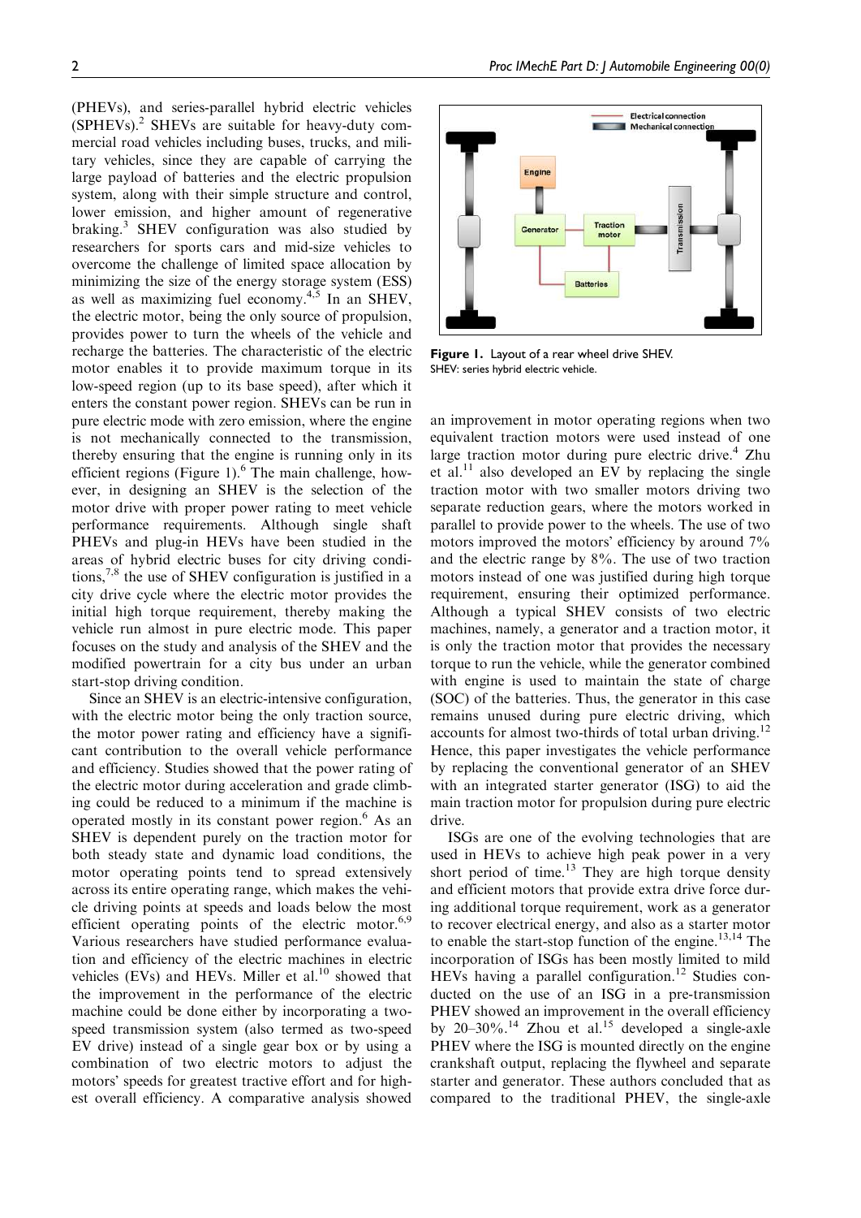(PHEVs), and series-parallel hybrid electric vehicles (SPHEVs).[2] SHEVs are suitable for heavy-duty commercial road vehicles including buses, trucks, and military vehicles, since they are capable of carrying the large payload of batteries and the electric propulsion system, along with their simple structure and control, lower emission, and higher amount of regenerative braking.[3] SHEV configuration was also studied by researchers for sports cars and mid-size vehicles to overcome the challenge of limited space allocation by minimizing the size of the energy storage system (ESS) as well as maximizing fuel economy.[4,5] In an SHEV, the electric motor, being the only source of propulsion, provides power to turn the wheels of the vehicle and recharge the batteries. The characteristic of the electric motor enables it to provide maximum torque in its low-speed region (up to its base speed), after which it enters the constant power region. SHEVs can be run in pure electric mode with zero emission, where the engine is not mechanically connected to the transmission, thereby ensuring that the engine is running only in its efficient regions (Figure 1).[6] The main challenge, however, in designing an SHEV is the selection of the motor drive with proper power rating to meet vehicle performance requirements. Although single shaft PHEVs and plug-in HEVs have been studied in the areas of hybrid electric buses for city driving conditions,[7,8] the use of SHEV configuration is justified in a city drive cycle where the electric motor provides the initial high torque requirement, thereby making the vehicle run almost in pure electric mode. This paper focuses on the study and analysis of the SHEV and the modified powertrain for a city bus under an urban start-stop driving condition.

Since an SHEV is an electric-intensive configuration, with the electric motor being the only traction source, the motor power rating and efficiency have a significant contribution to the overall vehicle performance and efficiency. Studies showed that the power rating of the electric motor during acceleration and grade climbing could be reduced to a minimum if the machine is operated mostly in its constant power region.[6] As an SHEV is dependent purely on the traction motor for both steady state and dynamic load conditions, the motor operating points tend to spread extensively across its entire operating range, which makes the vehicle driving points at speeds and loads below the most efficient operating points of the electric motor.[6,9] Various researchers have studied performance evaluation and efficiency of the electric machines in electric vehicles (EVs) and HEVs. Miller et al.[10] showed that the improvement in the performance of the electric machine could be done either by incorporating a two-speed transmission system (also termed as two-speed EV drive) instead of a single gear box or by using a combination of two electric motors to adjust the motors' speeds for greatest tractive effort and for highest overall efficiency. A comparative analysis showed an improvement in motor operating regions when two equivalent traction motors were used instead of one large traction motor during pure electric drive.[4] Zhu et al.[11] also developed an EV by replacing the single traction motor with two smaller motors driving two separate reduction gears, where the motors worked in parallel to provide power to the wheels. The use of two motors improved the motors' efficiency by around 7% and the electric range by 8%. The use of two traction motors instead of one was justified during high torque requirement, ensuring their optimized performance. Although a typical SHEV consists of two electric machines, namely, a generator and a traction motor, it is only the traction motor that provides the necessary torque to run the vehicle, while the generator combined with engine is used to maintain the state of charge (SOC) of the batteries. Thus, the generator in this case remains unused during pure electric driving, which accounts for almost two-thirds of total urban driving.[12] Hence, this paper investigates the vehicle performance by replacing the conventional generator of an SHEV with an integrated starter generator (ISG) to aid the main traction motor for propulsion during pure electric drive.

Electrical connection
Mechanical connection
Engine
Generator
Traction motor
Transmission
Batteries

**Figure 1.** Layout of a rear wheel drive SHEV.
SHEV: series hybrid electric vehicle.

ISGs are one of the evolving technologies that are used in HEVs to achieve high peak power in a very short period of time.[13] They are high torque density and efficient motors that provide extra drive force during additional torque requirement, work as a generator to recover electrical energy, and also as a starter motor to enable the start-stop function of the engine.[13,14] The incorporation of ISGs has been mostly limited to mild HEVs having a parallel configuration.[12] Studies conducted on the use of an ISG in a pre-transmission PHEV showed an improvement in the overall efficiency by 20–30%.[14] Zhou et al.[15] developed a single-axle PHEV where the ISG is mounted directly on the engine crankshaft output, replacing the flywheel and separate starter and generator. These authors concluded that as compared to the traditional PHEV, the single-axle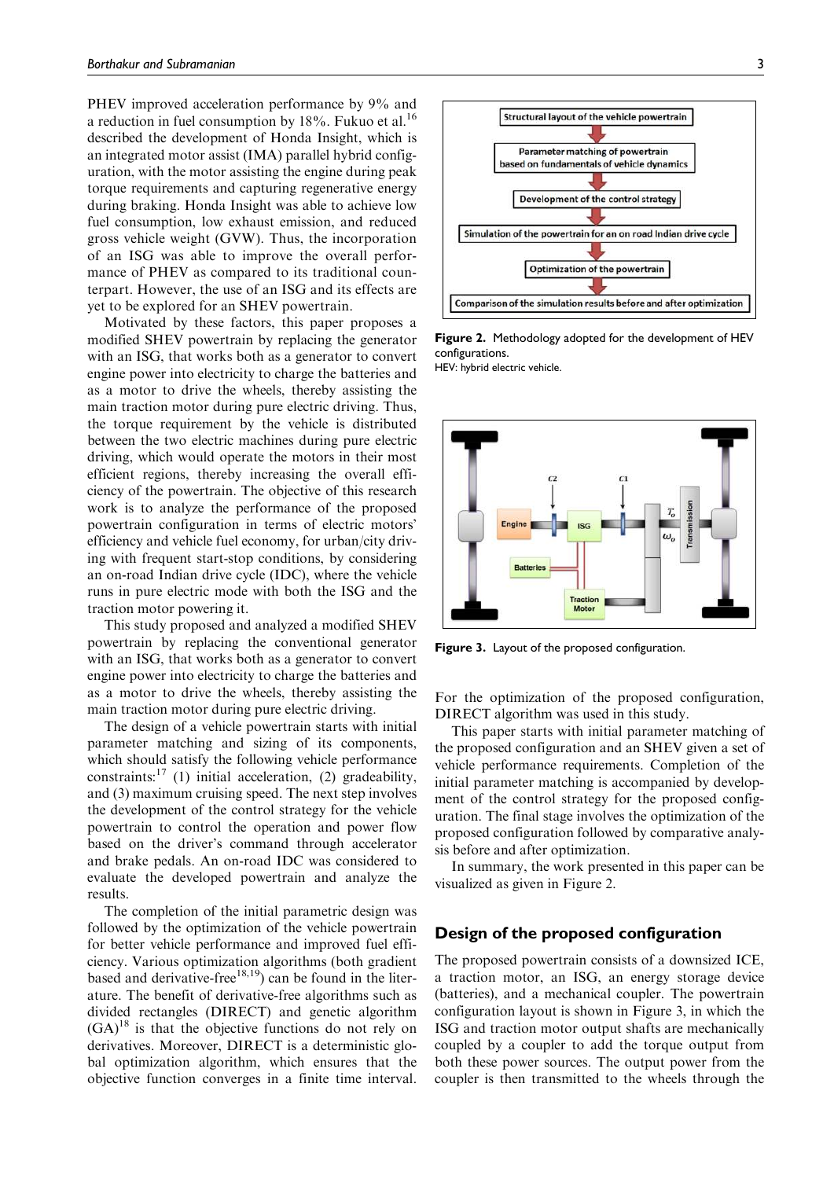PHEV improved acceleration performance by 9% and a reduction in fuel consumption by 18%. Fukuo et al.[16] described the development of Honda Insight, which is an integrated motor assist (IMA) parallel hybrid configuration, with the motor assisting the engine during peak torque requirements and capturing regenerative energy during braking. Honda Insight was able to achieve low fuel consumption, low exhaust emission, and reduced gross vehicle weight (GVW). Thus, the incorporation of an ISG was able to improve the overall performance of PHEV as compared to its traditional counterpart. However, the use of an ISG and its effects are yet to be explored for an SHEV powertrain.

Motivated by these factors, this paper proposes a modified SHEV powertrain by replacing the generator with an ISG, that works both as a generator to convert engine power into electricity to charge the batteries and as a motor to drive the wheels, thereby assisting the main traction motor during pure electric driving. Thus, the torque requirement by the vehicle is distributed between the two electric machines during pure electric driving, which would operate the motors in their most efficient regions, thereby increasing the overall efficiency of the powertrain. The objective of this research work is to analyze the performance of the proposed powertrain configuration in terms of electric motors' efficiency and vehicle fuel economy, for urban/city driving with frequent start-stop conditions, by considering an on-road Indian drive cycle (IDC), where the vehicle runs in pure electric mode with both the ISG and the traction motor powering it.

This study proposed and analyzed a modified SHEV powertrain by replacing the conventional generator with an ISG, that works both as a generator to convert engine power into electricity to charge the batteries and as a motor to drive the wheels, thereby assisting the main traction motor during pure electric driving.

The design of a vehicle powertrain starts with initial parameter matching and sizing of its components, which should satisfy the following vehicle performance constraints:[17] (1) initial acceleration, (2) gradeability, and (3) maximum cruising speed. The next step involves the development of the control strategy for the vehicle powertrain to control the operation and power flow based on the driver's command through accelerator and brake pedals. An on-road IDC was considered to evaluate the developed powertrain and analyze the results.

The completion of the initial parametric design was followed by the optimization of the vehicle powertrain for better vehicle performance and improved fuel efficiency. Various optimization algorithms (both gradient based and derivative-free[18,19]) can be found in the literature. The benefit of derivative-free algorithms such as divided rectangles (DIRECT) and genetic algorithm (GA)[18] is that the objective functions do not rely on derivatives. Moreover, DIRECT is a deterministic global optimization algorithm, which ensures that the objective function converges in a finite time interval. For the optimization of the proposed configuration, DIRECT algorithm was used in this study.

This paper starts with initial parameter matching of the proposed configuration and an SHEV given a set of vehicle performance requirements. Completion of the initial parameter matching is accompanied by development of the control strategy for the proposed configuration. The final stage involves the optimization of the proposed configuration followed by comparative analysis before and after optimization.

In summary, the work presented in this paper can be visualized as given in Figure 2.

Structural layout of the vehicle powertrain → Parameter matching of powertrain based on fundamentals of vehicle dynamics → Development of the control strategy → Simulation of the powertrain for an on road Indian drive cycle → Optimization of the powertrain → Comparison of the simulation results before and after optimization

**Figure 2.** Methodology adopted for the development of HEV configurations.
HEV: hybrid electric vehicle.

**Figure 3.** Layout of the proposed configuration.

## Design of the proposed configuration

The proposed powertrain consists of a downsized ICE, a traction motor, an ISG, an energy storage device (batteries), and a mechanical coupler. The powertrain configuration layout is shown in Figure 3, in which the ISG and traction motor output shafts are mechanically coupled by a coupler to add the torque output from both these power sources. The output power from the coupler is then transmitted to the wheels through the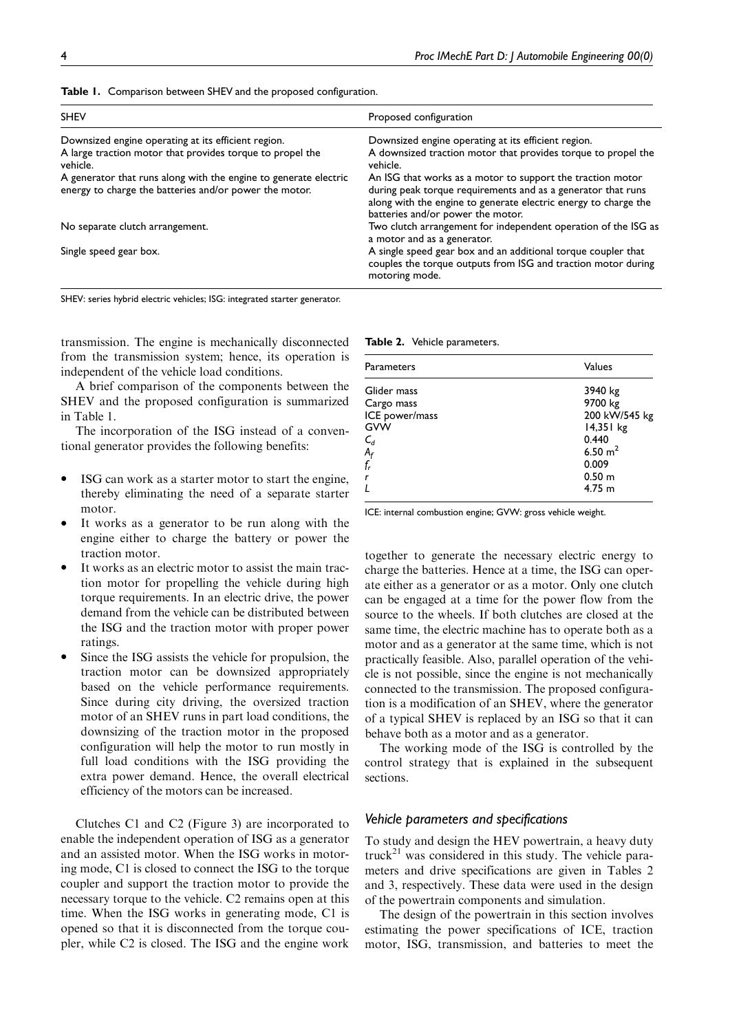**Table 1.** Comparison between SHEV and the proposed configuration.

| SHEV | Proposed configuration |
|---|---|
| Downsized engine operating at its efficient region. | Downsized engine operating at its efficient region. |
| A large traction motor that provides torque to propel the vehicle. | A downsized traction motor that provides torque to propel the vehicle. |
| A generator that runs along with the engine to generate electric energy to charge the batteries and/or power the motor. | An ISG that works as a motor to support the traction motor during peak torque requirements and as a generator that runs along with the engine to generate electric energy to charge the batteries and/or power the motor. |
| No separate clutch arrangement. | Two clutch arrangement for independent operation of the ISG as a motor and as a generator. |
| Single speed gear box. | A single speed gear box and an additional torque coupler that couples the torque outputs from ISG and traction motor during motoring mode. |

SHEV: series hybrid electric vehicles; ISG: integrated starter generator.

transmission. The engine is mechanically disconnected from the transmission system; hence, its operation is independent of the vehicle load conditions.

A brief comparison of the components between the SHEV and the proposed configuration is summarized in Table 1.

The incorporation of the ISG instead of a conventional generator provides the following benefits:

- ISG can work as a starter motor to start the engine, thereby eliminating the need of a separate starter motor.
- It works as a generator to be run along with the engine either to charge the battery or power the traction motor.
- It works as an electric motor to assist the main traction motor for propelling the vehicle during high torque requirements. In an electric drive, the power demand from the vehicle can be distributed between the ISG and the traction motor with proper power ratings.
- Since the ISG assists the vehicle for propulsion, the traction motor can be downsized appropriately based on the vehicle performance requirements. Since during city driving, the oversized traction motor of an SHEV runs in part load conditions, the downsizing of the traction motor in the proposed configuration will help the motor to run mostly in full load conditions with the ISG providing the extra power demand. Hence, the overall electrical efficiency of the motors can be increased.

Clutches C1 and C2 (Figure 3) are incorporated to enable the independent operation of ISG as a generator and an assisted motor. When the ISG works in motoring mode, C1 is closed to connect the ISG to the torque coupler and support the traction motor to provide the necessary torque to the vehicle. C2 remains open at this time. When the ISG works in generating mode, C1 is opened so that it is disconnected from the torque coupler, while C2 is closed. The ISG and the engine work together to generate the necessary electric energy to charge the batteries. Hence at a time, the ISG can operate either as a generator or as a motor. Only one clutch can be engaged at a time for the power flow from the source to the wheels. If both clutches are closed at the same time, the electric machine has to operate both as a motor and as a generator at the same time, which is not practically feasible. Also, parallel operation of the vehicle is not possible, since the engine is not mechanically connected to the transmission. The proposed configuration is a modification of an SHEV, where the generator of a typical SHEV is replaced by an ISG so that it can behave both as a motor and as a generator.

The working mode of the ISG is controlled by the control strategy that is explained in the subsequent sections.

**Table 2.** Vehicle parameters.

| Parameters | Values |
|---|---|
| Glider mass | 3940 kg |
| Cargo mass | 9700 kg |
| ICE power/mass | 200 kW/545 kg |
| GVW | 14,351 kg |
| $C_d$ | 0.440 |
| $A_f$ | 6.50 m$^2$ |
| $f_r$ | 0.009 |
| $r$ | 0.50 m |
| $L$ | 4.75 m |

ICE: internal combustion engine; GVW: gross vehicle weight.

### *Vehicle parameters and specifications*

To study and design the HEV powertrain, a heavy duty truck[21] was considered in this study. The vehicle parameters and drive specifications are given in Tables 2 and 3, respectively. These data were used in the design of the powertrain components and simulation.

The design of the powertrain in this section involves estimating the power specifications of ICE, traction motor, ISG, transmission, and batteries to meet the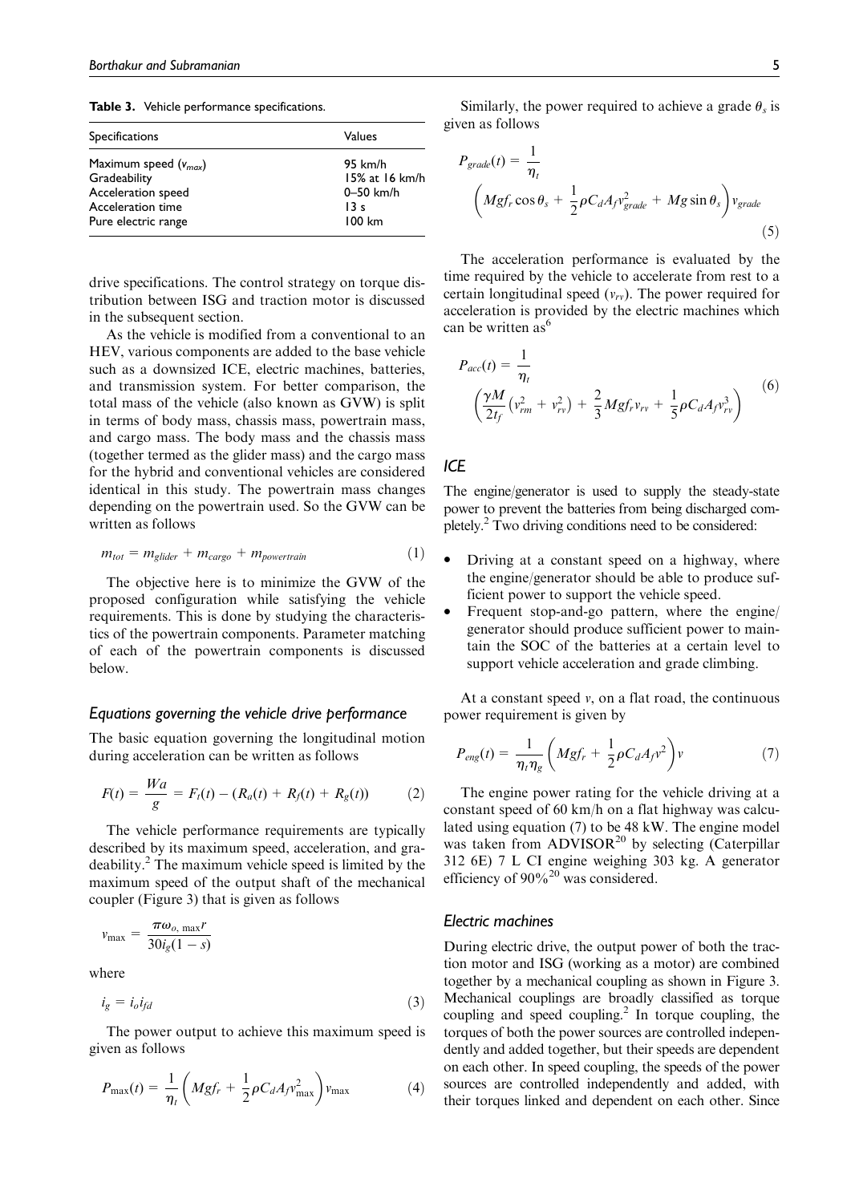**Table 3.** Vehicle performance specifications.

| Specifications | Values |
| --- | --- |
| Maximum speed ($v_{max}$) | 95 km/h |
| Gradeability | 15% at 16 km/h |
| Acceleration speed | 0–50 km/h |
| Acceleration time | 13 s |
| Pure electric range | 100 km |

drive specifications. The control strategy on torque distribution between ISG and traction motor is discussed in the subsequent section.

As the vehicle is modified from a conventional to an HEV, various components are added to the base vehicle such as a downsized ICE, electric machines, batteries, and transmission system. For better comparison, the total mass of the vehicle (also known as GVW) is split in terms of body mass, chassis mass, powertrain mass, and cargo mass. The body mass and the chassis mass (together termed as the glider mass) and the cargo mass for the hybrid and conventional vehicles are considered identical in this study. The powertrain mass changes depending on the powertrain used. So the GVW can be written as follows

$$m_{tot} = m_{glider} + m_{cargo} + m_{powertrain} \tag{1}$$

The objective here is to minimize the GVW of the proposed configuration while satisfying the vehicle requirements. This is done by studying the characteristics of the powertrain components. Parameter matching of each of the powertrain components is discussed below.

### Equations governing the vehicle drive performance

The basic equation governing the longitudinal motion during acceleration can be written as follows

$$F(t) = \frac{Wa}{g} = F_t(t) - (R_a(t) + R_f(t) + R_g(t)) \tag{2}$$

The vehicle performance requirements are typically described by its maximum speed, acceleration, and gradeability.[2] The maximum vehicle speed is limited by the maximum speed of the output shaft of the mechanical coupler (Figure 3) that is given as follows

$$v_{\max} = \frac{\pi \omega_{o,\max} r}{30 i_g (1 - s)}$$

where

$$i_g = i_o i_{fd} \tag{3}$$

The power output to achieve this maximum speed is given as follows

$$P_{\max}(t) = \frac{1}{\eta_t}\left(Mgf_r + \frac{1}{2}\rho C_d A_f v_{\max}^2\right) v_{\max} \tag{4}$$

Similarly, the power required to achieve a grade $\theta_s$ is given as follows

$$P_{grade}(t) = \frac{1}{\eta_t}\left(Mgf_r \cos\theta_s + \frac{1}{2}\rho C_d A_f v_{grade}^2 + Mg \sin\theta_s\right) v_{grade} \tag{5}$$

The acceleration performance is evaluated by the time required by the vehicle to accelerate from rest to a certain longitudinal speed ($v_{rv}$). The power required for acceleration is provided by the electric machines which can be written as[6]

$$P_{acc}(t) = \frac{1}{\eta_t}\left(\frac{\gamma M}{2 t_f}\left(v_{rm}^2 + v_{rv}^2\right) + \frac{2}{3} Mgf_r v_{rv} + \frac{1}{5}\rho C_d A_f v_{rv}^3\right) \tag{6}$$

### ICE

The engine/generator is used to supply the steady-state power to prevent the batteries from being discharged completely.[2] Two driving conditions need to be considered:

- Driving at a constant speed on a highway, where the engine/generator should be able to produce sufficient power to support the vehicle speed.
- Frequent stop-and-go pattern, where the engine/generator should produce sufficient power to maintain the SOC of the batteries at a certain level to support vehicle acceleration and grade climbing.

At a constant speed $v$, on a flat road, the continuous power requirement is given by

$$P_{eng}(t) = \frac{1}{\eta_t \eta_g}\left(Mgf_r + \frac{1}{2}\rho C_d A_f v^2\right) v \tag{7}$$

The engine power rating for the vehicle driving at a constant speed of 60 km/h on a flat highway was calculated using equation (7) to be 48 kW. The engine model was taken from ADVISOR[20] by selecting (Caterpillar 312 6E) 7 L CI engine weighing 303 kg. A generator efficiency of 90%[20] was considered.

### Electric machines

During electric drive, the output power of both the traction motor and ISG (working as a motor) are combined together by a mechanical coupling as shown in Figure 3. Mechanical couplings are broadly classified as torque coupling and speed coupling.[2] In torque coupling, the torques of both the power sources are controlled independently and added together, but their speeds are dependent on each other. In speed coupling, the speeds of the power sources are controlled independently and added, with their torques linked and dependent on each other. Since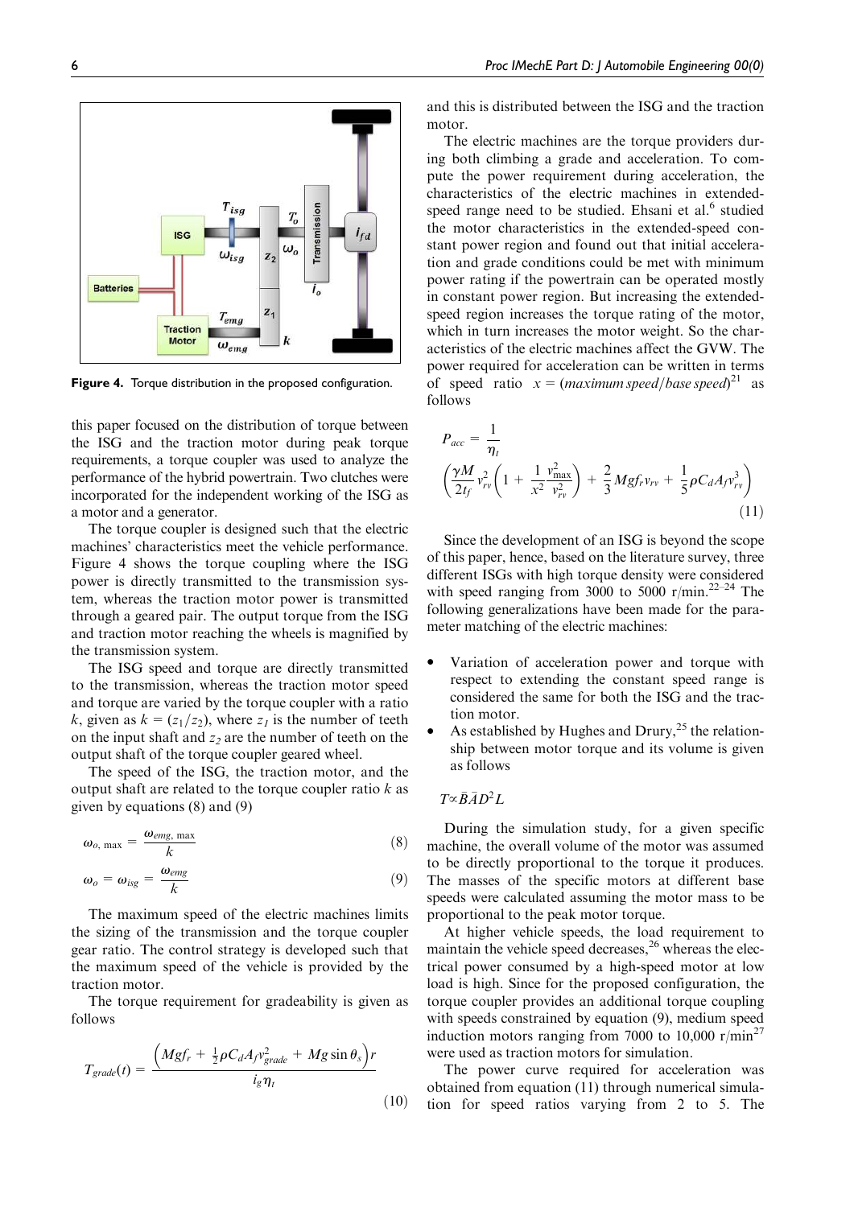Figure 4. Torque distribution in the proposed configuration.

this paper focused on the distribution of torque between the ISG and the traction motor during peak torque requirements, a torque coupler was used to analyze the performance of the hybrid powertrain. Two clutches were incorporated for the independent working of the ISG as a motor and a generator.

The torque coupler is designed such that the electric machines' characteristics meet the vehicle performance. Figure 4 shows the torque coupling where the ISG power is directly transmitted to the transmission system, whereas the traction motor power is transmitted through a geared pair. The output torque from the ISG and traction motor reaching the wheels is magnified by the transmission system.

The ISG speed and torque are directly transmitted to the transmission, whereas the traction motor speed and torque are varied by the torque coupler with a ratio $k$, given as $k = (z_1/z_2)$, where $z_1$ is the number of teeth on the input shaft and $z_2$ are the number of teeth on the output shaft of the torque coupler geared wheel.

The speed of the ISG, the traction motor, and the output shaft are related to the torque coupler ratio $k$ as given by equations (8) and (9)

$$\omega_{o,\,\max} = \frac{\omega_{emg,\,\max}}{k} \tag{8}$$

$$\omega_o = \omega_{isg} = \frac{\omega_{emg}}{k} \tag{9}$$

The maximum speed of the electric machines limits the sizing of the transmission and the torque coupler gear ratio. The control strategy is developed such that the maximum speed of the vehicle is provided by the traction motor.

The torque requirement for gradeability is given as follows

$$T_{grade}(t) = \frac{\left(Mgf_r + \frac{1}{2}\rho C_d A_f v_{grade}^2 + Mg\sin\theta_s\right)r}{i_g \eta_t} \tag{10}$$

and this is distributed between the ISG and the traction motor.

The electric machines are the torque providers during both climbing a grade and acceleration. To compute the power requirement during acceleration, the characteristics of the electric machines in extended-speed range need to be studied. Ehsani et al.[6] studied the motor characteristics in the extended-speed constant power region and found out that initial acceleration and grade conditions could be met with minimum power rating if the powertrain can be operated mostly in constant power region. But increasing the extended-speed region increases the torque rating of the motor, which in turn increases the motor weight. So the characteristics of the electric machines affect the GVW. The power required for acceleration can be written in terms of speed ratio $x = (maximum\,speed/base\,speed)$[21] as follows

$$P_{acc} = \frac{1}{\eta_t}\left(\frac{\gamma M}{2t_f} v_{rv}^2\left(1 + \frac{1}{x^2}\frac{v_{\max}^2}{v_{rv}^2}\right) + \frac{2}{3}Mgf_r v_{rv} + \frac{1}{5}\rho C_d A_f v_{rv}^3\right) \tag{11}$$

Since the development of an ISG is beyond the scope of this paper, hence, based on the literature survey, three different ISGs with high torque density were considered with speed ranging from 3000 to 5000 r/min.[22–24] The following generalizations have been made for the parameter matching of the electric machines:

- Variation of acceleration power and torque with respect to extending the constant speed range is considered the same for both the ISG and the traction motor.
- As established by Hughes and Drury,[25] the relationship between motor torque and its volume is given as follows

$$T \propto \bar{B}\bar{A}D^2L$$

During the simulation study, for a given specific machine, the overall volume of the motor was assumed to be directly proportional to the torque it produces. The masses of the specific motors at different base speeds were calculated assuming the motor mass to be proportional to the peak motor torque.

At higher vehicle speeds, the load requirement to maintain the vehicle speed decreases,[26] whereas the electrical power consumed by a high-speed motor at low load is high. Since for the proposed configuration, the torque coupler provides an additional torque coupling with speeds constrained by equation (9), medium speed induction motors ranging from 7000 to 10,000 r/min[27] were used as traction motors for simulation.

The power curve required for acceleration was obtained from equation (11) through numerical simulation for speed ratios varying from 2 to 5. The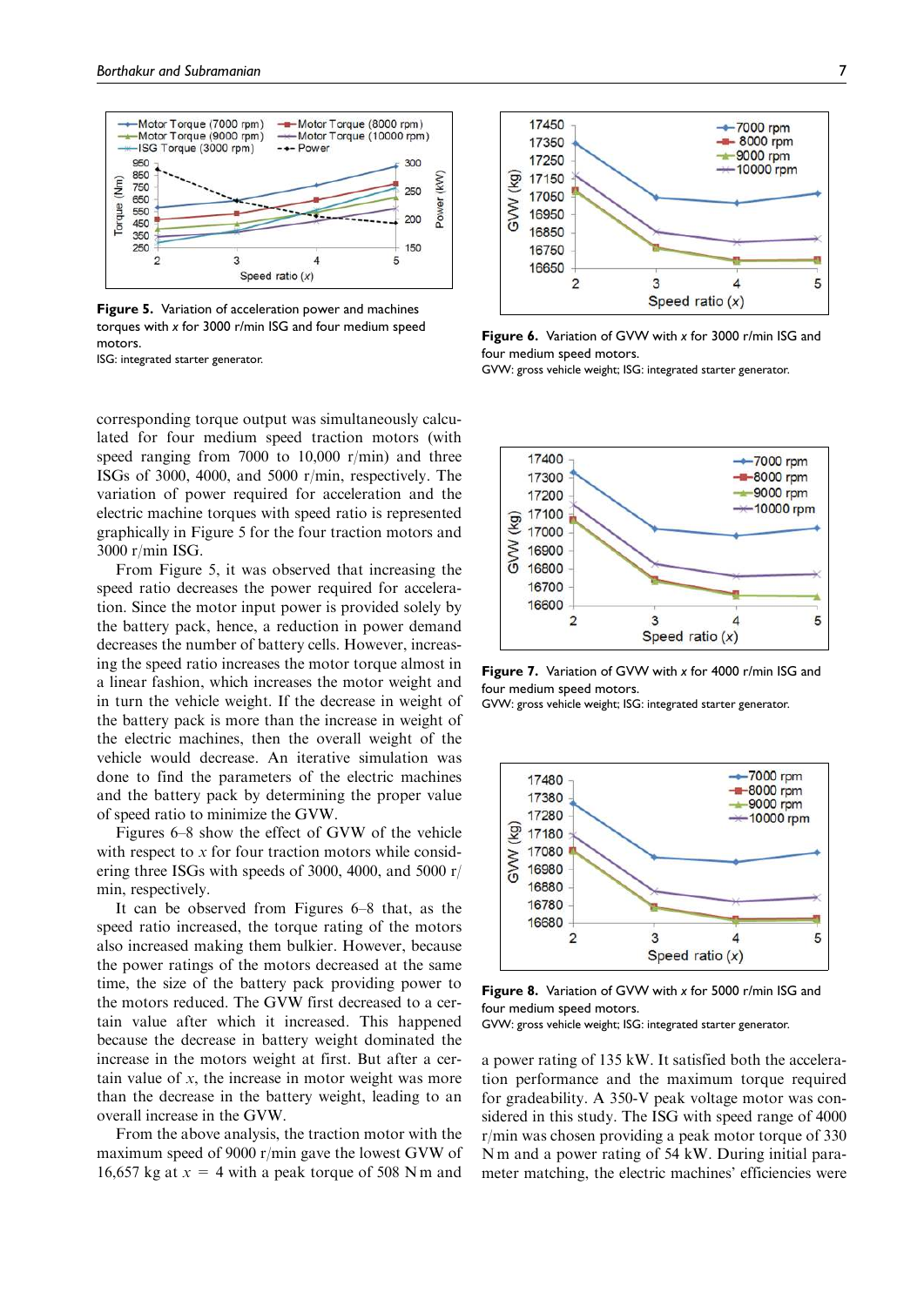Figure 5. Variation of acceleration power and machines torques with $x$ for 3000 r/min ISG and four medium speed motors.
ISG: integrated starter generator.

Figure 6. Variation of GVW with $x$ for 3000 r/min ISG and four medium speed motors.
GVW: gross vehicle weight; ISG: integrated starter generator.

corresponding torque output was simultaneously calculated for four medium speed traction motors (with speed ranging from 7000 to 10,000 r/min) and three ISGs of 3000, 4000, and 5000 r/min, respectively. The variation of power required for acceleration and the electric machine torques with speed ratio is represented graphically in Figure 5 for the four traction motors and 3000 r/min ISG.

From Figure 5, it was observed that increasing the speed ratio decreases the power required for acceleration. Since the motor input power is provided solely by the battery pack, hence, a reduction in power demand decreases the number of battery cells. However, increasing the speed ratio increases the motor torque almost in a linear fashion, which increases the motor weight and in turn the vehicle weight. If the decrease in weight of the battery pack is more than the increase in weight of the electric machines, then the overall weight of the vehicle would decrease. An iterative simulation was done to find the parameters of the electric machines and the battery pack by determining the proper value of speed ratio to minimize the GVW.

Figures 6–8 show the effect of GVW of the vehicle with respect to $x$ for four traction motors while considering three ISGs with speeds of 3000, 4000, and 5000 r/min, respectively.

It can be observed from Figures 6–8 that, as the speed ratio increased, the torque rating of the motors also increased making them bulkier. However, because the power ratings of the motors decreased at the same time, the size of the battery pack providing power to the motors reduced. The GVW first decreased to a certain value after which it increased. This happened because the decrease in battery weight dominated the increase in the motors weight at first. But after a certain value of $x$, the increase in motor weight was more than the decrease in the battery weight, leading to an overall increase in the GVW.

From the above analysis, the traction motor with the maximum speed of 9000 r/min gave the lowest GVW of 16,657 kg at $x = 4$ with a peak torque of 508 N m and a power rating of 135 kW. It satisfied both the acceleration performance and the maximum torque required for gradeability. A 350-V peak voltage motor was considered in this study. The ISG with speed range of 4000 r/min was chosen providing a peak motor torque of 330 N m and a power rating of 54 kW. During initial parameter matching, the electric machines' efficiencies were

Figure 7. Variation of GVW with $x$ for 4000 r/min ISG and four medium speed motors.
GVW: gross vehicle weight; ISG: integrated starter generator.

Figure 8. Variation of GVW with $x$ for 5000 r/min ISG and four medium speed motors.
GVW: gross vehicle weight; ISG: integrated starter generator.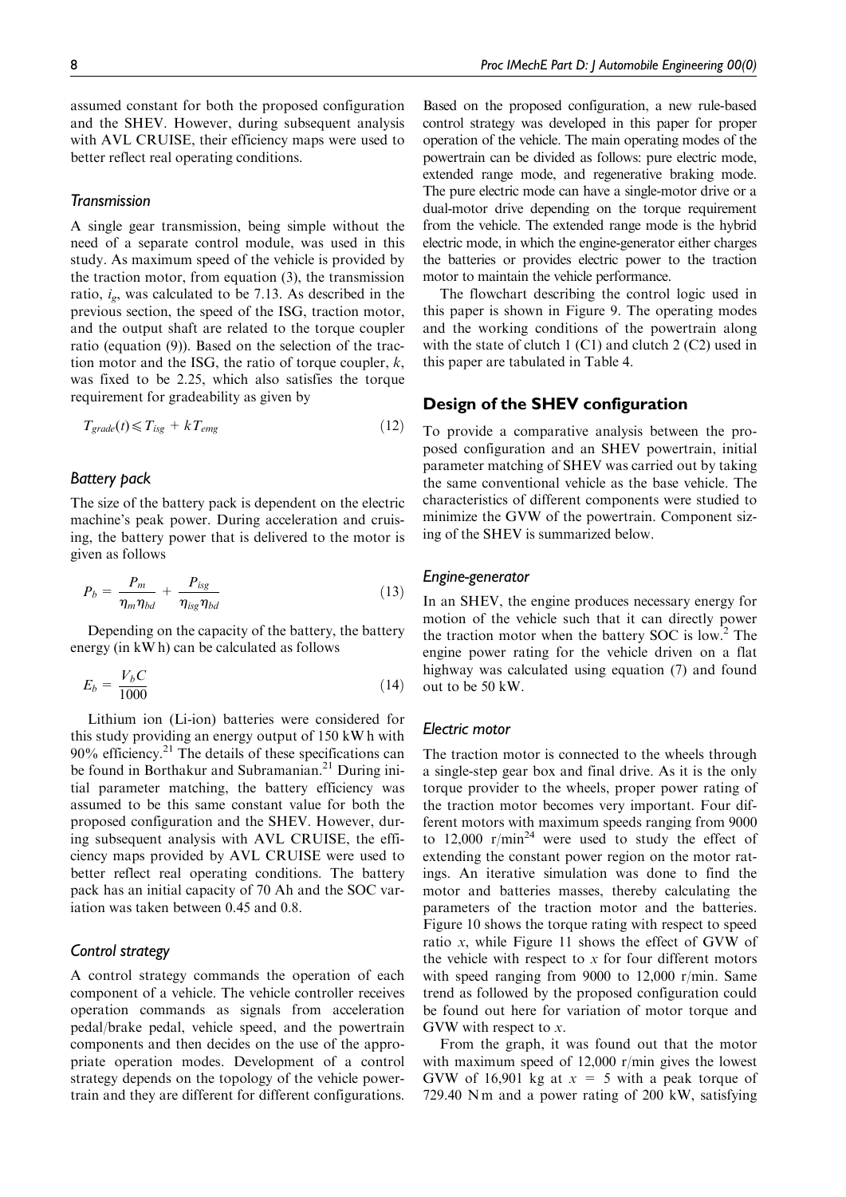assumed constant for both the proposed configuration and the SHEV. However, during subsequent analysis with AVL CRUISE, their efficiency maps were used to better reflect real operating conditions.

### Transmission

A single gear transmission, being simple without the need of a separate control module, was used in this study. As maximum speed of the vehicle is provided by the traction motor, from equation (3), the transmission ratio, $i_g$, was calculated to be 7.13. As described in the previous section, the speed of the ISG, traction motor, and the output shaft are related to the torque coupler ratio (equation (9)). Based on the selection of the traction motor and the ISG, the ratio of torque coupler, $k$, was fixed to be 2.25, which also satisfies the torque requirement for gradeability as given by

$$T_{grade}(t) \leqslant T_{isg} + kT_{emg} \tag{12}$$

### Battery pack

The size of the battery pack is dependent on the electric machine's peak power. During acceleration and cruising, the battery power that is delivered to the motor is given as follows

$$P_b = \frac{P_m}{\eta_m \eta_{bd}} + \frac{P_{isg}}{\eta_{isg} \eta_{bd}} \tag{13}$$

Depending on the capacity of the battery, the battery energy (in kW h) can be calculated as follows

$$E_b = \frac{V_b C}{1000} \tag{14}$$

Lithium ion (Li-ion) batteries were considered for this study providing an energy output of 150 kW h with 90% efficiency.[21] The details of these specifications can be found in Borthakur and Subramanian.[21] During initial parameter matching, the battery efficiency was assumed to be this same constant value for both the proposed configuration and the SHEV. However, during subsequent analysis with AVL CRUISE, the efficiency maps provided by AVL CRUISE were used to better reflect real operating conditions. The battery pack has an initial capacity of 70 Ah and the SOC variation was taken between 0.45 and 0.8.

### Control strategy

A control strategy commands the operation of each component of a vehicle. The vehicle controller receives operation commands as signals from acceleration pedal/brake pedal, vehicle speed, and the powertrain components and then decides on the use of the appropriate operation modes. Development of a control strategy depends on the topology of the vehicle powertrain and they are different for different configurations.

Based on the proposed configuration, a new rule-based control strategy was developed in this paper for proper operation of the vehicle. The main operating modes of the powertrain can be divided as follows: pure electric mode, extended range mode, and regenerative braking mode. The pure electric mode can have a single-motor drive or a dual-motor drive depending on the torque requirement from the vehicle. The extended range mode is the hybrid electric mode, in which the engine-generator either charges the batteries or provides electric power to the traction motor to maintain the vehicle performance.

The flowchart describing the control logic used in this paper is shown in Figure 9. The operating modes and the working conditions of the powertrain along with the state of clutch 1 (C1) and clutch 2 (C2) used in this paper are tabulated in Table 4.

## Design of the SHEV configuration

To provide a comparative analysis between the proposed configuration and an SHEV powertrain, initial parameter matching of SHEV was carried out by taking the same conventional vehicle as the base vehicle. The characteristics of different components were studied to minimize the GVW of the powertrain. Component sizing of the SHEV is summarized below.

### Engine-generator

In an SHEV, the engine produces necessary energy for motion of the vehicle such that it can directly power the traction motor when the battery SOC is low.[2] The engine power rating for the vehicle driven on a flat highway was calculated using equation (7) and found out to be 50 kW.

### Electric motor

The traction motor is connected to the wheels through a single-step gear box and final drive. As it is the only torque provider to the wheels, proper power rating of the traction motor becomes very important. Four different motors with maximum speeds ranging from 9000 to 12,000 r/min[24] were used to study the effect of extending the constant power region on the motor ratings. An iterative simulation was done to find the motor and batteries masses, thereby calculating the parameters of the traction motor and the batteries. Figure 10 shows the torque rating with respect to speed ratio $x$, while Figure 11 shows the effect of GVW of the vehicle with respect to $x$ for four different motors with speed ranging from 9000 to 12,000 r/min. Same trend as followed by the proposed configuration could be found out here for variation of motor torque and GVW with respect to $x$.

From the graph, it was found out that the motor with maximum speed of 12,000 r/min gives the lowest GVW of 16,901 kg at $x = 5$ with a peak torque of 729.40 N m and a power rating of 200 kW, satisfying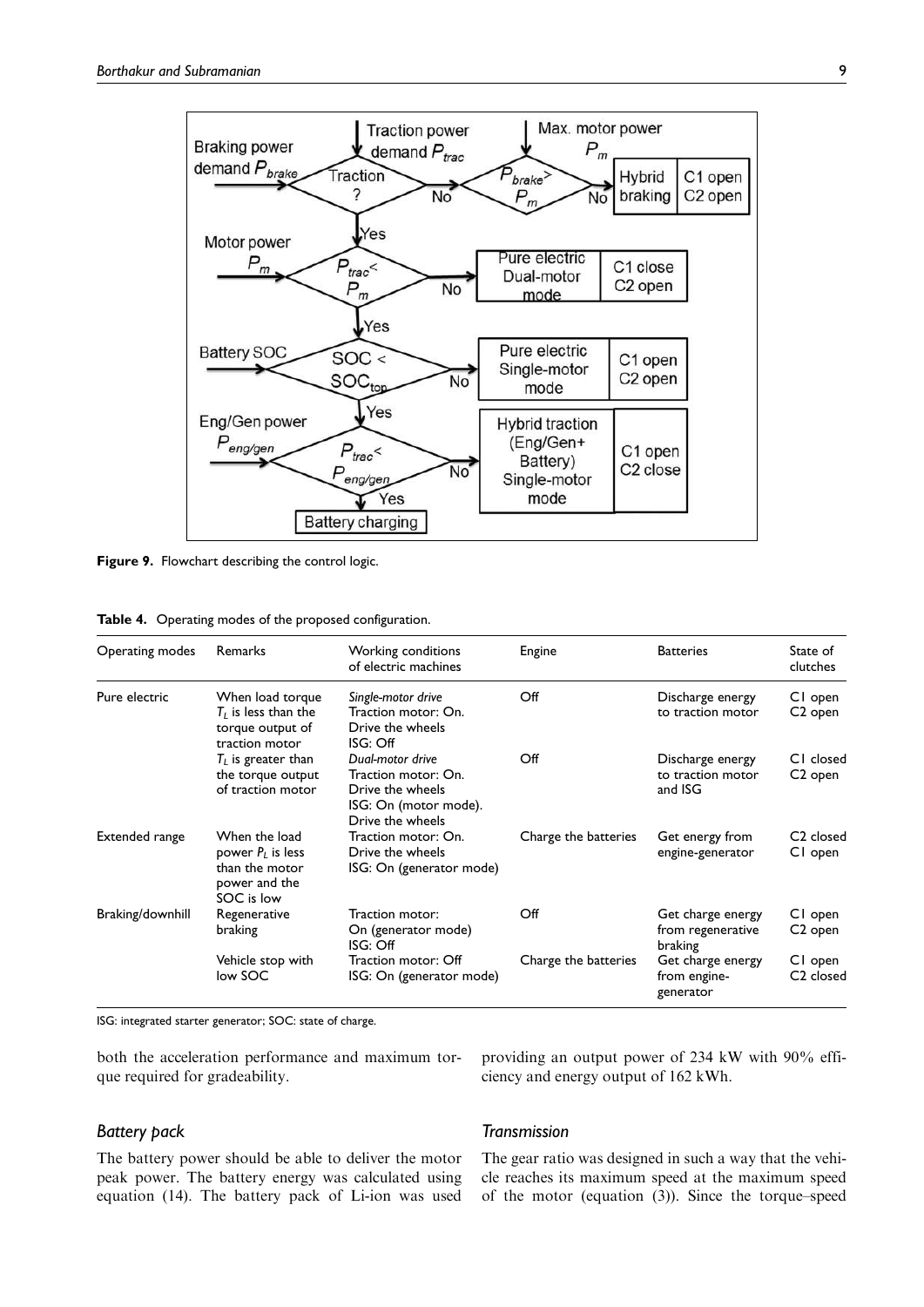**Figure 9.** Flowchart describing the control logic.

**Table 4.** Operating modes of the proposed configuration.

| Operating modes | Remarks | Working conditions of electric machines | Engine | Batteries | State of clutches |
|---|---|---|---|---|---|
| Pure electric | When load torque $T_L$ is less than the torque output of traction motor | *Single-motor drive* Traction motor: On. Drive the wheels ISG: Off | Off | Discharge energy to traction motor | C1 open C2 open |
| | $T_L$ is greater than the torque output of traction motor | *Dual-motor drive* Traction motor: On. Drive the wheels ISG: On (motor mode). Drive the wheels | Off | Discharge energy to traction motor and ISG | C1 closed C2 open |
| Extended range | When the load power $P_L$ is less than the motor power and the SOC is low | Traction motor: On. Drive the wheels ISG: On (generator mode) | Charge the batteries | Get energy from engine-generator | C2 closed C1 open |
| Braking/downhill | Regenerative braking | Traction motor: On (generator mode) ISG: Off | Off | Get charge energy from regenerative braking | C1 open C2 open |
| | Vehicle stop with low SOC | Traction motor: Off ISG: On (generator mode) | Charge the batteries | Get charge energy from engine-generator | C1 open C2 closed |

ISG: integrated starter generator; SOC: state of charge.

both the acceleration performance and maximum torque required for gradeability.

### Battery pack

The battery power should be able to deliver the motor peak power. The battery energy was calculated using equation (14). The battery pack of Li-ion was used providing an output power of 234 kW with 90% efficiency and energy output of 162 kWh.

### Transmission

The gear ratio was designed in such a way that the vehicle reaches its maximum speed at the maximum speed of the motor (equation (3)). Since the torque–speed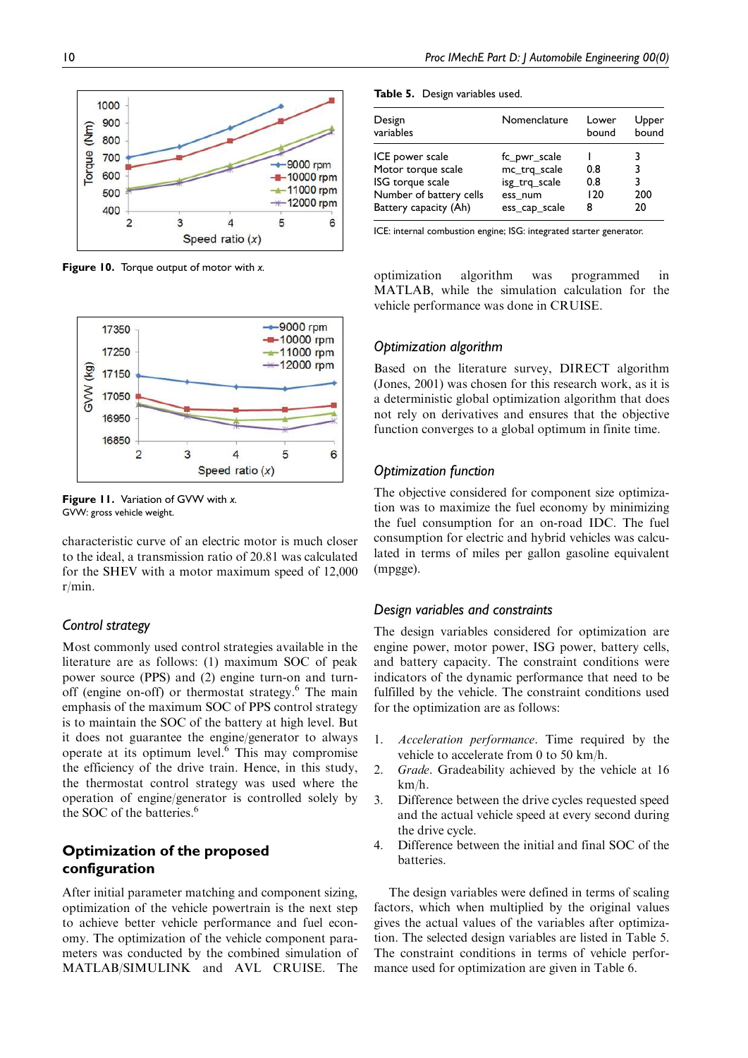Figure 10. Torque output of motor with $x$.

Figure 11. Variation of GVW with $x$.
GVW: gross vehicle weight.

characteristic curve of an electric motor is much closer to the ideal, a transmission ratio of 20.81 was calculated for the SHEV with a motor maximum speed of 12,000 r/min.

### Control strategy

Most commonly used control strategies available in the literature are as follows: (1) maximum SOC of peak power source (PPS) and (2) engine turn-on and turn-off (engine on-off) or thermostat strategy.[6] The main emphasis of the maximum SOC of PPS control strategy is to maintain the SOC of the battery at high level. But it does not guarantee the engine/generator to always operate at its optimum level.[6] This may compromise the efficiency of the drive train. Hence, in this study, the thermostat control strategy was used where the operation of engine/generator is controlled solely by the SOC of the batteries.[6]

## Optimization of the proposed configuration

After initial parameter matching and component sizing, optimization of the vehicle powertrain is the next step to achieve better vehicle performance and fuel economy. The optimization of the vehicle component parameters was conducted by the combined simulation of MATLAB/SIMULINK and AVL CRUISE. The optimization algorithm was programmed in MATLAB, while the simulation calculation for the vehicle performance was done in CRUISE.

**Table 5.** Design variables used.

| Design variables | Nomenclature | Lower bound | Upper bound |
|---|---|---|---|
| ICE power scale | fc_pwr_scale | 1 | 3 |
| Motor torque scale | mc_trq_scale | 0.8 | 3 |
| ISG torque scale | isg_trq_scale | 0.8 | 3 |
| Number of battery cells | ess_num | 120 | 200 |
| Battery capacity (Ah) | ess_cap_scale | 8 | 20 |

ICE: internal combustion engine; ISG: integrated starter generator.

### Optimization algorithm

Based on the literature survey, DIRECT algorithm (Jones, 2001) was chosen for this research work, as it is a deterministic global optimization algorithm that does not rely on derivatives and ensures that the objective function converges to a global optimum in finite time.

### Optimization function

The objective considered for component size optimization was to maximize the fuel economy by minimizing the fuel consumption for an on-road IDC. The fuel consumption for electric and hybrid vehicles was calculated in terms of miles per gallon gasoline equivalent (mpgge).

### Design variables and constraints

The design variables considered for optimization are engine power, motor power, ISG power, battery cells, and battery capacity. The constraint conditions were indicators of the dynamic performance that need to be fulfilled by the vehicle. The constraint conditions used for the optimization are as follows:

1. *Acceleration performance*. Time required by the vehicle to accelerate from 0 to 50 km/h.
2. *Grade*. Gradeability achieved by the vehicle at 16 km/h.
3. Difference between the drive cycles requested speed and the actual vehicle speed at every second during the drive cycle.
4. Difference between the initial and final SOC of the batteries.

The design variables were defined in terms of scaling factors, which when multiplied by the original values gives the actual values of the variables after optimization. The selected design variables are listed in Table 5. The constraint conditions in terms of vehicle performance used for optimization are given in Table 6.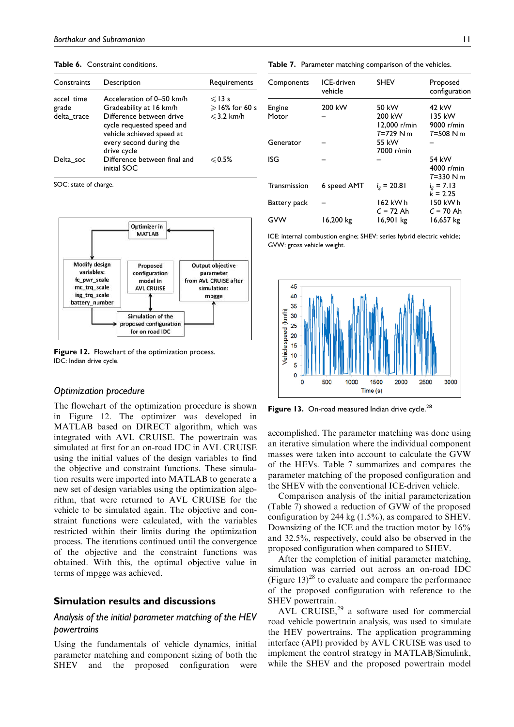**Table 6.** Constraint conditions.

| Constraints | Description | Requirements |
|---|---|---|
| accel_time | Acceleration of 0–50 km/h | $\leqslant$13 s |
| grade | Gradeability at 16 km/h | $\geqslant$16% for 60 s |
| delta_trace | Difference between drive cycle requested speed and vehicle achieved speed at every second during the drive cycle | $\leqslant$3.2 km/h |
| Delta_soc | Difference between final and initial SOC | $\leqslant$0.5% |

SOC: state of charge.

**Figure 12.** Flowchart of the optimization process.
IDC: Indian drive cycle.

### Optimization procedure

The flowchart of the optimization procedure is shown in Figure 12. The optimizer was developed in MATLAB based on DIRECT algorithm, which was integrated with AVL CRUISE. The powertrain was simulated at first for an on-road IDC in AVL CRUISE using the initial values of the design variables to find the objective and constraint functions. These simulation results were imported into MATLAB to generate a new set of design variables using the optimization algorithm, that were returned to AVL CRUISE for the vehicle to be simulated again. The objective and constraint functions were calculated, with the variables restricted within their limits during the optimization process. The iterations continued until the convergence of the objective and the constraint functions was obtained. With this, the optimal objective value in terms of mpgge was achieved.

## Simulation results and discussions

### Analysis of the initial parameter matching of the HEV powertrains

Using the fundamentals of vehicle dynamics, initial parameter matching and component sizing of both the SHEV and the proposed configuration were accomplished. The parameter matching was done using an iterative simulation where the individual component masses were taken into account to calculate the GVW of the HEVs. Table 7 summarizes and compares the parameter matching of the proposed configuration and the SHEV with the conventional ICE-driven vehicle.

**Table 7.** Parameter matching comparison of the vehicles.

| Components | ICE-driven vehicle | SHEV | Proposed configuration |
|---|---|---|---|
| Engine | 200 kW | 50 kW | 42 kW |
| Motor | – | 200 kW<br>12,000 r/min<br>$T$=729 N m | 135 kW<br>9000 r/min<br>$T$=508 N m |
| Generator | – | 55 kW<br>7000 r/min | – |
| ISG | – | – | 54 kW<br>4000 r/min<br>$T$=330 N m |
| Transmission | 6 speed AMT | $i_g$ = 20.81 | $i_g$ = 7.13<br>$k$ = 2.25 |
| Battery pack | – | 162 kW h<br>$C$ = 72 Ah | 150 kW h<br>$C$ = 70 Ah |
| GVW | 16,200 kg | 16,901 kg | 16,657 kg |

ICE: internal combustion engine; SHEV: series hybrid electric vehicle; GVW: gross vehicle weight.

**Figure 13.** On-road measured Indian drive cycle.[28]

Comparison analysis of the initial parameterization (Table 7) showed a reduction of GVW of the proposed configuration by 244 kg (1.5%), as compared to SHEV. Downsizing of the ICE and the traction motor by 16% and 32.5%, respectively, could also be observed in the proposed configuration when compared to SHEV.

After the completion of initial parameter matching, simulation was carried out across an on-road IDC (Figure 13)[28] to evaluate and compare the performance of the proposed configuration with reference to the SHEV powertrain.

AVL CRUISE,[29] a software used for commercial road vehicle powertrain analysis, was used to simulate the HEV powertrains. The application programming interface (API) provided by AVL CRUISE was used to implement the control strategy in MATLAB/Simulink, while the SHEV and the proposed powertrain model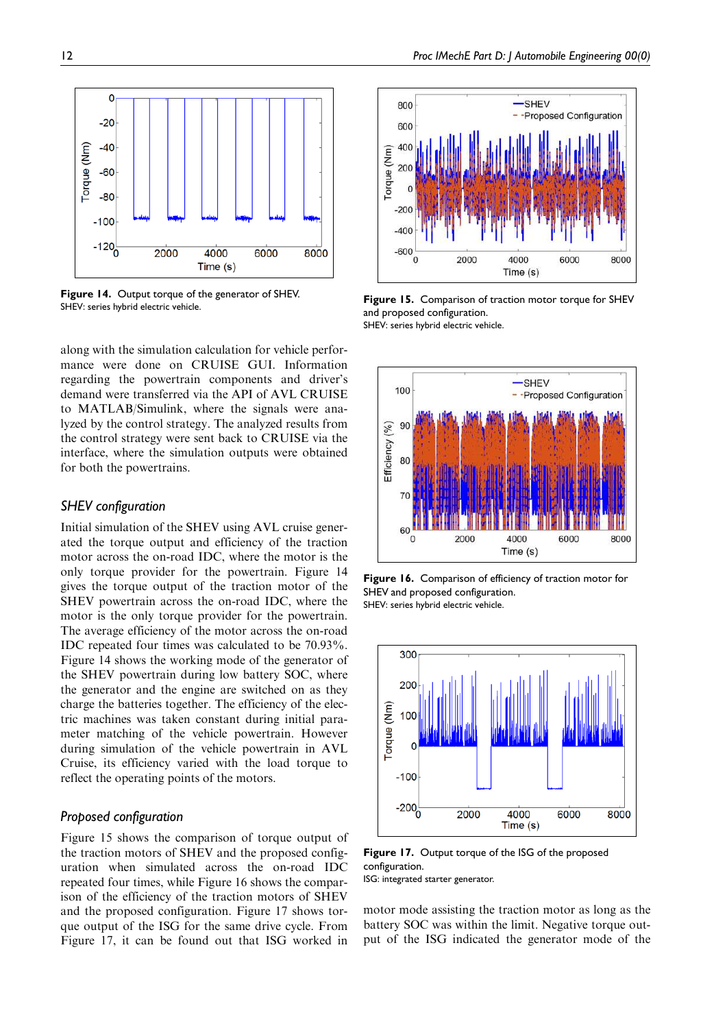Figure 14. Output torque of the generator of SHEV.
SHEV: series hybrid electric vehicle.

Figure 15. Comparison of traction motor torque for SHEV and proposed configuration.
SHEV: series hybrid electric vehicle.

along with the simulation calculation for vehicle performance were done on CRUISE GUI. Information regarding the powertrain components and driver's demand were transferred via the API of AVL CRUISE to MATLAB/Simulink, where the signals were analyzed by the control strategy. The analyzed results from the control strategy were sent back to CRUISE via the interface, where the simulation outputs were obtained for both the powertrains.

### *SHEV configuration*

Initial simulation of the SHEV using AVL cruise generated the torque output and efficiency of the traction motor across the on-road IDC, where the motor is the only torque provider for the powertrain. Figure 14 gives the torque output of the traction motor of the SHEV powertrain across the on-road IDC, where the motor is the only torque provider for the powertrain. The average efficiency of the motor across the on-road IDC repeated four times was calculated to be 70.93%. Figure 14 shows the working mode of the generator of the SHEV powertrain during low battery SOC, where the generator and the engine are switched on as they charge the batteries together. The efficiency of the electric machines was taken constant during initial parameter matching of the vehicle powertrain. However during simulation of the vehicle powertrain in AVL Cruise, its efficiency varied with the load torque to reflect the operating points of the motors.

Figure 16. Comparison of efficiency of traction motor for SHEV and proposed configuration.
SHEV: series hybrid electric vehicle.

### *Proposed configuration*

Figure 15 shows the comparison of torque output of the traction motors of SHEV and the proposed configuration when simulated across the on-road IDC repeated four times, while Figure 16 shows the comparison of the efficiency of the traction motors of SHEV and the proposed configuration. Figure 17 shows torque output of the ISG for the same drive cycle. From Figure 17, it can be found out that ISG worked in motor mode assisting the traction motor as long as the battery SOC was within the limit. Negative torque output of the ISG indicated the generator mode of the

Figure 17. Output torque of the ISG of the proposed configuration.
ISG: integrated starter generator.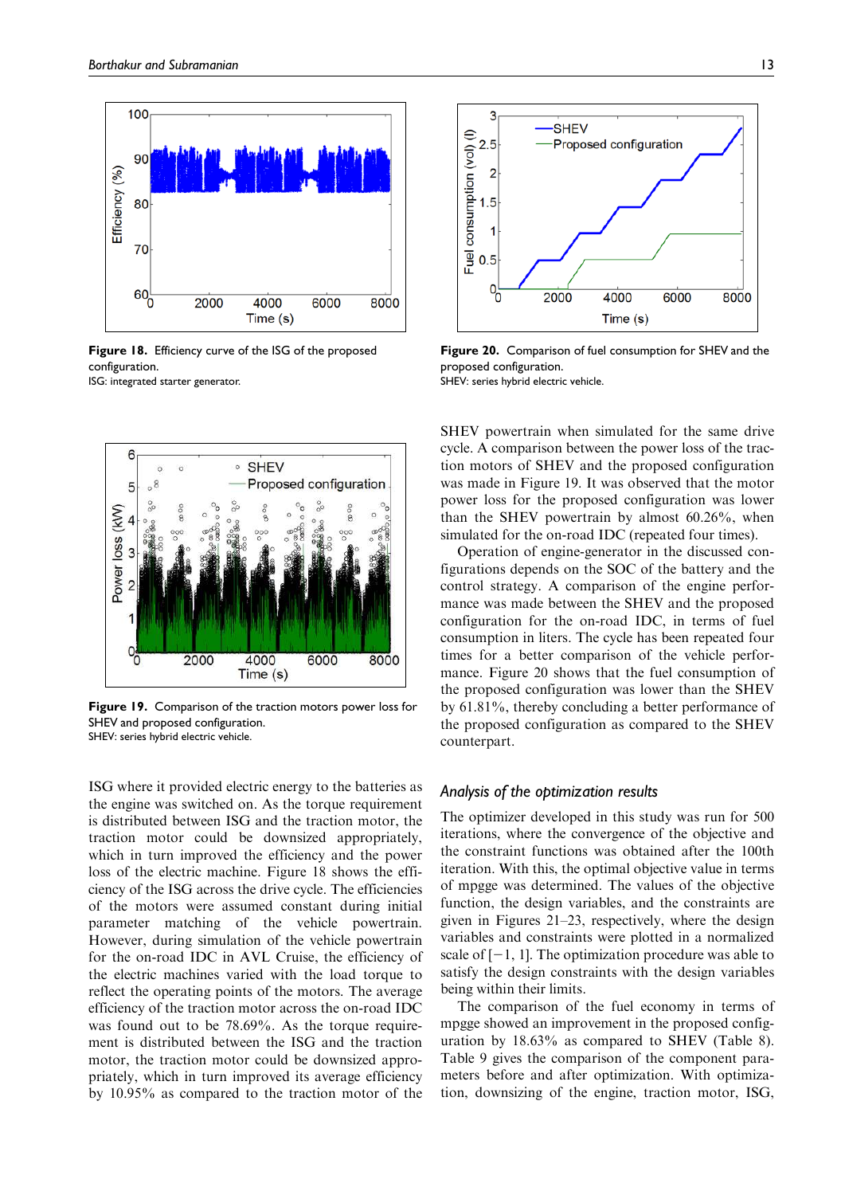Figure 18. Efficiency curve of the ISG of the proposed configuration.
ISG: integrated starter generator.

Figure 19. Comparison of the traction motors power loss for SHEV and proposed configuration.
SHEV: series hybrid electric vehicle.

ISG where it provided electric energy to the batteries as the engine was switched on. As the torque requirement is distributed between ISG and the traction motor, the traction motor could be downsized appropriately, which in turn improved the efficiency and the power loss of the electric machine. Figure 18 shows the efficiency of the ISG across the drive cycle. The efficiencies of the motors were assumed constant during initial parameter matching of the vehicle powertrain. However, during simulation of the vehicle powertrain for the on-road IDC in AVL Cruise, the efficiency of the electric machines varied with the load torque to reflect the operating points of the motors. The average efficiency of the traction motor across the on-road IDC was found out to be 78.69%. As the torque requirement is distributed between the ISG and the traction motor, the traction motor could be downsized appropriately, which in turn improved its average efficiency by 10.95% as compared to the traction motor of the

Figure 20. Comparison of fuel consumption for SHEV and the proposed configuration.
SHEV: series hybrid electric vehicle.

SHEV powertrain when simulated for the same drive cycle. A comparison between the power loss of the traction motors of SHEV and the proposed configuration was made in Figure 19. It was observed that the motor power loss for the proposed configuration was lower than the SHEV powertrain by almost 60.26%, when simulated for the on-road IDC (repeated four times).

Operation of engine-generator in the discussed configurations depends on the SOC of the battery and the control strategy. A comparison of the engine performance was made between the SHEV and the proposed configuration for the on-road IDC, in terms of fuel consumption in liters. The cycle has been repeated four times for a better comparison of the vehicle performance. Figure 20 shows that the fuel consumption of the proposed configuration was lower than the SHEV by 61.81%, thereby concluding a better performance of the proposed configuration as compared to the SHEV counterpart.

### *Analysis of the optimization results*

The optimizer developed in this study was run for 500 iterations, where the convergence of the objective and the constraint functions was obtained after the 100th iteration. With this, the optimal objective value in terms of mpgge was determined. The values of the objective function, the design variables, and the constraints are given in Figures 21–23, respectively, where the design variables and constraints were plotted in a normalized scale of $[-1, 1]$. The optimization procedure was able to satisfy the design constraints with the design variables being within their limits.

The comparison of the fuel economy in terms of mpgge showed an improvement in the proposed configuration by 18.63% as compared to SHEV (Table 8). Table 9 gives the comparison of the component parameters before and after optimization. With optimization, downsizing of the engine, traction motor, ISG,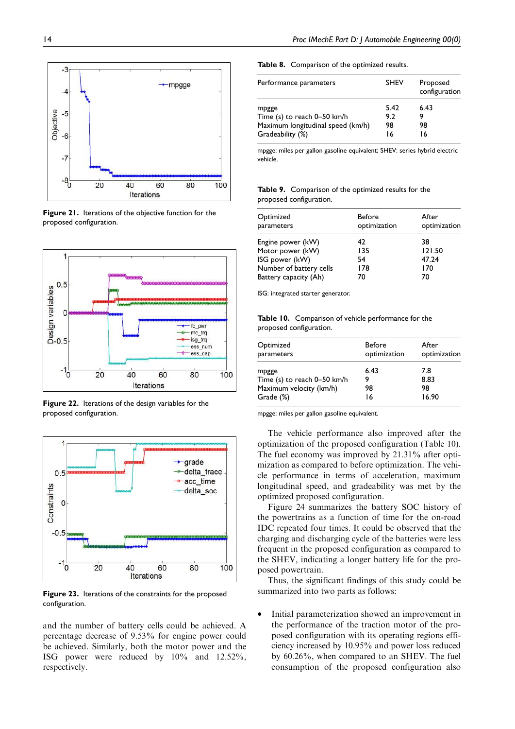Figure 21. Iterations of the objective function for the proposed configuration.

Figure 22. Iterations of the design variables for the proposed configuration.

Figure 23. Iterations of the constraints for the proposed configuration.

and the number of battery cells could be achieved. A percentage decrease of 9.53% for engine power could be achieved. Similarly, both the motor power and the ISG power were reduced by 10% and 12.52%, respectively.

**Table 8.** Comparison of the optimized results.

| Performance parameters | SHEV | Proposed configuration |
|---|---|---|
| mpgge | 5.42 | 6.43 |
| Time (s) to reach 0–50 km/h | 9.2 | 9 |
| Maximum longitudinal speed (km/h) | 98 | 98 |
| Gradeability (%) | 16 | 16 |

mpgge: miles per gallon gasoline equivalent; SHEV: series hybrid electric vehicle.

**Table 9.** Comparison of the optimized results for the proposed configuration.

| Optimized parameters | Before optimization | After optimization |
|---|---|---|
| Engine power (kW) | 42 | 38 |
| Motor power (kW) | 135 | 121.50 |
| ISG power (kW) | 54 | 47.24 |
| Number of battery cells | 178 | 170 |
| Battery capacity (Ah) | 70 | 70 |

ISG: integrated starter generator.

**Table 10.** Comparison of vehicle performance for the proposed configuration.

| Optimized parameters | Before optimization | After optimization |
|---|---|---|
| mpgge | 6.43 | 7.8 |
| Time (s) to reach 0–50 km/h | 9 | 8.83 |
| Maximum velocity (km/h) | 98 | 98 |
| Grade (%) | 16 | 16.90 |

mpgge: miles per gallon gasoline equivalent.

The vehicle performance also improved after the optimization of the proposed configuration (Table 10). The fuel economy was improved by 21.31% after optimization as compared to before optimization. The vehicle performance in terms of acceleration, maximum longitudinal speed, and gradeability was met by the optimized proposed configuration.

Figure 24 summarizes the battery SOC history of the powertrains as a function of time for the on-road IDC repeated four times. It could be observed that the charging and discharging cycle of the batteries were less frequent in the proposed configuration as compared to the SHEV, indicating a longer battery life for the proposed powertrain.

Thus, the significant findings of this study could be summarized into two parts as follows:

- Initial parameterization showed an improvement in the performance of the traction motor of the proposed configuration with its operating regions efficiency increased by 10.95% and power loss reduced by 60.26%, when compared to an SHEV. The fuel consumption of the proposed configuration also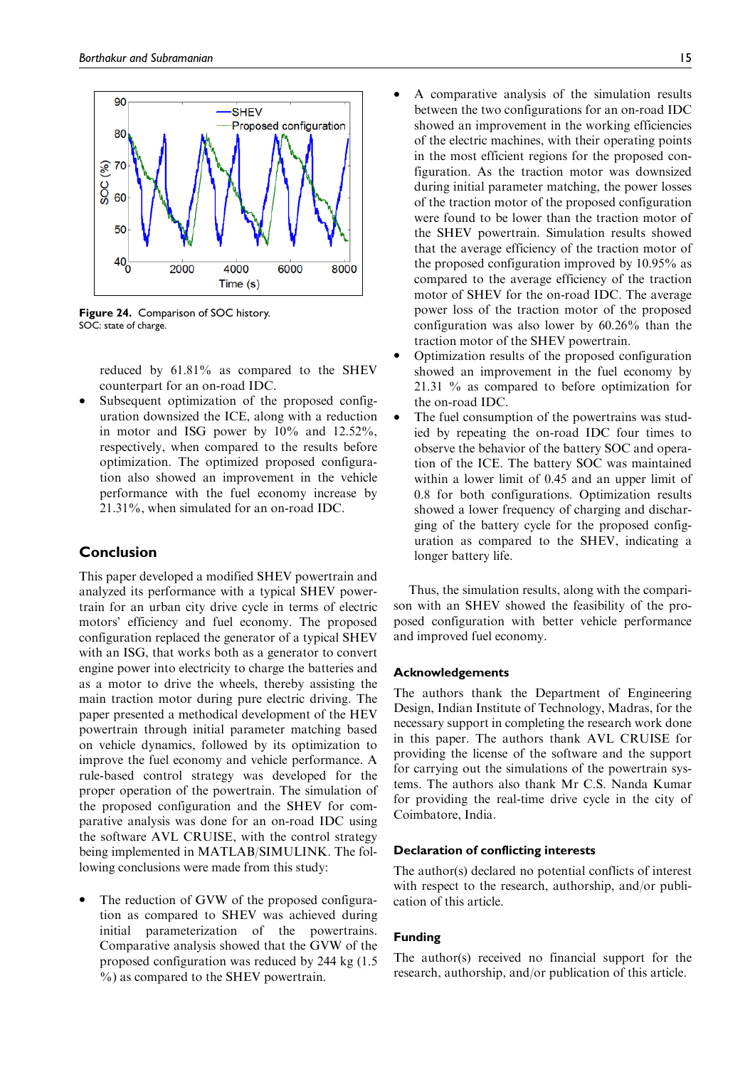Figure 24. Comparison of SOC history.
SOC: state of charge.

reduced by 61.81% as compared to the SHEV counterpart for an on-road IDC.

- Subsequent optimization of the proposed configuration downsized the ICE, along with a reduction in motor and ISG power by 10% and 12.52%, respectively, when compared to the results before optimization. The optimized proposed configuration also showed an improvement in the vehicle performance with the fuel economy increase by 21.31%, when simulated for an on-road IDC.

## Conclusion

This paper developed a modified SHEV powertrain and analyzed its performance with a typical SHEV powertrain for an urban city drive cycle in terms of electric motors' efficiency and fuel economy. The proposed configuration replaced the generator of a typical SHEV with an ISG, that works both as a generator to convert engine power into electricity to charge the batteries and as a motor to drive the wheels, thereby assisting the main traction motor during pure electric driving. The paper presented a methodical development of the HEV powertrain through initial parameter matching based on vehicle dynamics, followed by its optimization to improve the fuel economy and vehicle performance. A rule-based control strategy was developed for the proper operation of the powertrain. The simulation of the proposed configuration and the SHEV for comparative analysis was done for an on-road IDC using the software AVL CRUISE, with the control strategy being implemented in MATLAB/SIMULINK. The following conclusions were made from this study:

- The reduction of GVW of the proposed configuration as compared to SHEV was achieved during initial parameterization of the powertrains. Comparative analysis showed that the GVW of the proposed configuration was reduced by 244 kg (1.5 %) as compared to the SHEV powertrain.
- A comparative analysis of the simulation results between the two configurations for an on-road IDC showed an improvement in the working efficiencies of the electric machines, with their operating points in the most efficient regions for the proposed configuration. As the traction motor was downsized during initial parameter matching, the power losses of the traction motor of the proposed configuration were found to be lower than the traction motor of the SHEV powertrain. Simulation results showed that the average efficiency of the traction motor of the proposed configuration improved by 10.95% as compared to the average efficiency of the traction motor of SHEV for the on-road IDC. The average power loss of the traction motor of the proposed configuration was also lower by 60.26% than the traction motor of the SHEV powertrain.
- Optimization results of the proposed configuration showed an improvement in the fuel economy by 21.31 % as compared to before optimization for the on-road IDC.
- The fuel consumption of the powertrains was studied by repeating the on-road IDC four times to observe the behavior of the battery SOC and operation of the ICE. The battery SOC was maintained within a lower limit of 0.45 and an upper limit of 0.8 for both configurations. Optimization results showed a lower frequency of charging and discharging of the battery cycle for the proposed configuration as compared to the SHEV, indicating a longer battery life.

Thus, the simulation results, along with the comparison with an SHEV showed the feasibility of the proposed configuration with better vehicle performance and improved fuel economy.

### Acknowledgements

The authors thank the Department of Engineering Design, Indian Institute of Technology, Madras, for the necessary support in completing the research work done in this paper. The authors thank AVL CRUISE for providing the license of the software and the support for carrying out the simulations of the powertrain systems. The authors also thank Mr C.S. Nanda Kumar for providing the real-time drive cycle in the city of Coimbatore, India.

### Declaration of conflicting interests

The author(s) declared no potential conflicts of interest with respect to the research, authorship, and/or publication of this article.

### Funding

The author(s) received no financial support for the research, authorship, and/or publication of this article.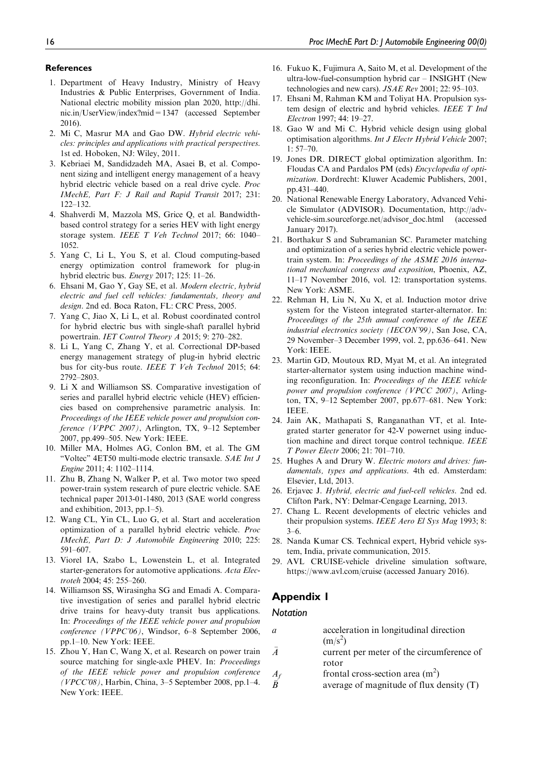## References

1. Department of Heavy Industry, Ministry of Heavy Industries & Public Enterprises, Government of India. National electric mobility mission plan 2020, http://dhi.nic.in/UserView/index?mid=1347 (accessed September 2016).
2. Mi C, Masrur MA and Gao DW. *Hybrid electric vehicles: principles and applications with practical perspectives*. 1st ed. Hoboken, NJ: Wiley, 2011.
3. Kebriaei M, Sandidzadeh MA, Asaei B, et al. Component sizing and intelligent energy management of a heavy hybrid electric vehicle based on a real drive cycle. *Proc IMechE, Part F: J Rail and Rapid Transit* 2017; 231: 122–132.
4. Shahverdi M, Mazzola MS, Grice Q, et al. Bandwidth-based control strategy for a series HEV with light energy storage system. *IEEE T Veh Technol* 2017; 66: 1040–1052.
5. Yang C, Li L, You S, et al. Cloud computing-based energy optimization control framework for plug-in hybrid electric bus. *Energy* 2017; 125: 11–26.
6. Ehsani M, Gao Y, Gay SE, et al. *Modern electric, hybrid electric and fuel cell vehicles: fundamentals, theory and design*. 2nd ed. Boca Raton, FL: CRC Press, 2005.
7. Yang C, Jiao X, Li L, et al. Robust coordinated control for hybrid electric bus with single-shaft parallel hybrid powertrain. *IET Control Theory A* 2015; 9: 270–282.
8. Li L, Yang C, Zhang Y, et al. Correctional DP-based energy management strategy of plug-in hybrid electric bus for city-bus route. *IEEE T Veh Technol* 2015; 64: 2792–2803.
9. Li X and Williamson SS. Comparative investigation of series and parallel hybrid electric vehicle (HEV) efficiencies based on comprehensive parametric analysis. In: *Proceedings of the IEEE vehicle power and propulsion conference (VPPC 2007)*, Arlington, TX, 9–12 September 2007, pp.499–505. New York: IEEE.
10. Miller MA, Holmes AG, Conlon BM, et al. The GM "Voltec" 4ET50 multi-mode electric transaxle. *SAE Int J Engine* 2011; 4: 1102–1114.
11. Zhu B, Zhang N, Walker P, et al. Two motor two speed power-train system research of pure electric vehicle. SAE technical paper 2013-01-1480, 2013 (SAE world congress and exhibition, 2013, pp.1–5).
12. Wang CL, Yin CL, Luo G, et al. Start and acceleration optimization of a parallel hybrid electric vehicle. *Proc IMechE, Part D: J Automobile Engineering* 2010; 225: 591–607.
13. Viorel IA, Szabo L, Lowenstein L, et al. Integrated starter-generators for automotive applications. *Acta Electroteh* 2004; 45: 255–260.
14. Williamson SS, Wirasingha SG and Emadi A. Comparative investigation of series and parallel hybrid electric drive trains for heavy-duty transit bus applications. In: *Proceedings of the IEEE vehicle power and propulsion conference (VPPC'06)*, Windsor, 6–8 September 2006, pp.1–10. New York: IEEE.
15. Zhou Y, Han C, Wang X, et al. Research on power train source matching for single-axle PHEV. In: *Proceedings of the IEEE vehicle power and propulsion conference (VPCC'08)*, Harbin, China, 3–5 September 2008, pp.1–4. New York: IEEE.
16. Fukuo K, Fujimura A, Saito M, et al. Development of the ultra-low-fuel-consumption hybrid car – INSIGHT (New technologies and new cars). *JSAE Rev* 2001; 22: 95–103.
17. Ehsani M, Rahman KM and Toliyat HA. Propulsion system design of electric and hybrid vehicles. *IEEE T Ind Electron* 1997; 44: 19–27.
18. Gao W and Mi C. Hybrid vehicle design using global optimisation algorithms. *Int J Electr Hybrid Vehicle* 2007; 1: 57–70.
19. Jones DR. DIRECT global optimization algorithm. In: Floudas CA and Pardalos PM (eds) *Encyclopedia of optimization*. Dordrecht: Kluwer Academic Publishers, 2001, pp.431–440.
20. National Renewable Energy Laboratory, Advanced Vehicle Simulator (ADVISOR). Documentation, http://adv-vehicle-sim.sourceforge.net/advisor_doc.html (accessed January 2017).
21. Borthakur S and Subramanian SC. Parameter matching and optimization of a series hybrid electric vehicle powertrain system. In: *Proceedings of the ASME 2016 international mechanical congress and exposition*, Phoenix, AZ, 11–17 November 2016, vol. 12: transportation systems. New York: ASME.
22. Rehman H, Liu N, Xu X, et al. Induction motor drive system for the Visteon integrated starter-alternator. In: *Proceedings of the 25th annual conference of the IEEE industrial electronics society (IECON'99)*, San Jose, CA, 29 November–3 December 1999, vol. 2, pp.636–641. New York: IEEE.
23. Martin GD, Moutoux RD, Myat M, et al. An integrated starter-alternator system using induction machine winding reconfiguration. In: *Proceedings of the IEEE vehicle power and propulsion conference (VPCC 2007)*, Arlington, TX, 9–12 September 2007, pp.677–681. New York: IEEE.
24. Jain AK, Mathapati S, Ranganathan VT, et al. Integrated starter generator for 42-V powernet using induction machine and direct torque control technique. *IEEE T Power Electr* 2006; 21: 701–710.
25. Hughes A and Drury W. *Electric motors and drives: fundamentals, types and applications*. 4th ed. Amsterdam: Elsevier, Ltd, 2013.
26. Erjavec J. *Hybrid, electric and fuel-cell vehicles*. 2nd ed. Clifton Park, NY: Delmar-Cengage Learning, 2013.
27. Chang L. Recent developments of electric vehicles and their propulsion systems. *IEEE Aero El Sys Mag* 1993; 8: 3–6.
28. Nanda Kumar CS. Technical expert, Hybrid vehicle system, India, private communication, 2015.
29. AVL CRUISE-vehicle driveline simulation software, https://www.avl.com/cruise (accessed January 2016).

## Appendix 1

### Notation

| | |
|---|---|
| $a$ | acceleration in longitudinal direction ($m/s^2$) |
| $\bar{A}$ | current per meter of the circumference of rotor |
| $A_f$ | frontal cross-section area ($m^2$) |
| $\bar{B}$ | average of magnitude of flux density (T) |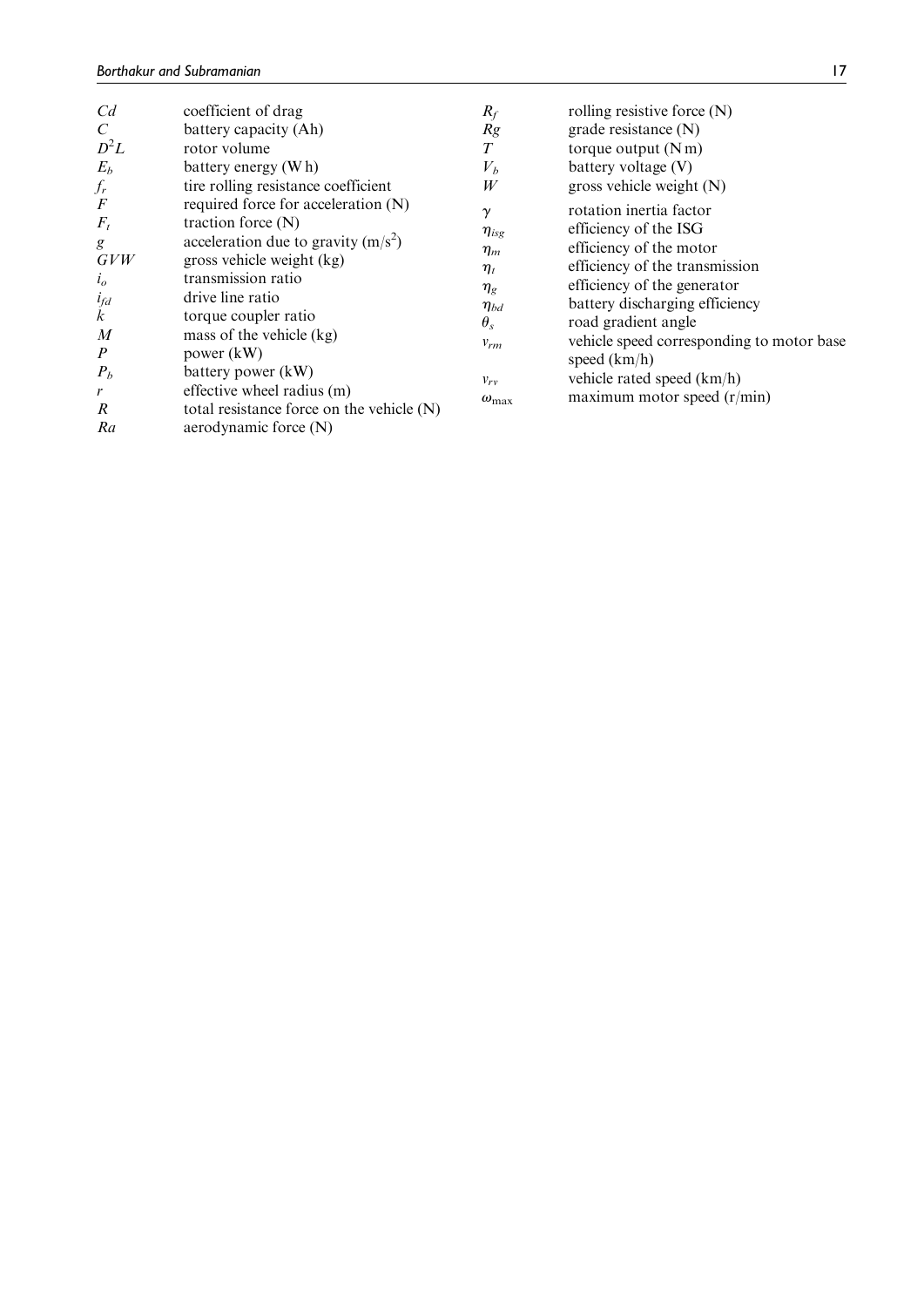| | |
|---|---|
| $Cd$ | coefficient of drag |
| $C$ | battery capacity (Ah) |
| $D^2L$ | rotor volume |
| $E_b$ | battery energy (W h) |
| $f_r$ | tire rolling resistance coefficient |
| $F$ | required force for acceleration (N) |
| $F_t$ | traction force (N) |
| $g$ | acceleration due to gravity (m/s$^2$) |
| $GVW$ | gross vehicle weight (kg) |
| $i_o$ | transmission ratio |
| $i_{fd}$ | drive line ratio |
| $k$ | torque coupler ratio |
| $M$ | mass of the vehicle (kg) |
| $P$ | power (kW) |
| $P_b$ | battery power (kW) |
| $r$ | effective wheel radius (m) |
| $R$ | total resistance force on the vehicle (N) |
| $Ra$ | aerodynamic force (N) |
| $R_f$ | rolling resistive force (N) |
| $Rg$ | grade resistance (N) |
| $T$ | torque output (N m) |
| $V_b$ | battery voltage (V) |
| $W$ | gross vehicle weight (N) |
| $\gamma$ | rotation inertia factor |
| $\eta_{isg}$ | efficiency of the ISG |
| $\eta_m$ | efficiency of the motor |
| $\eta_t$ | efficiency of the transmission |
| $\eta_g$ | efficiency of the generator |
| $\eta_{bd}$ | battery discharging efficiency |
| $\theta_s$ | road gradient angle |
| $v_{rm}$ | vehicle speed corresponding to motor base speed (km/h) |
| $v_{rv}$ | vehicle rated speed (km/h) |
| $\omega_{\max}$ | maximum motor speed (r/min) |